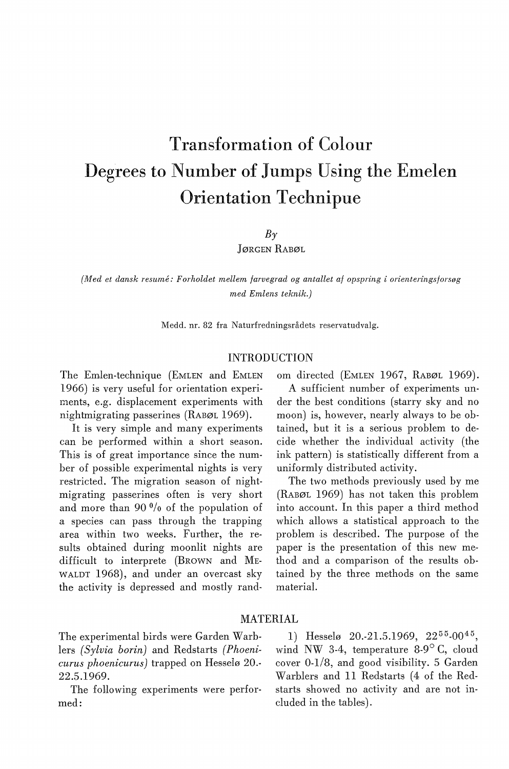# Transformation of Colour Degrees to Number of Jumps Using the Emelen Orientation Technipue

*By*

JØRGEN RABØL

*(Med et dansk resumé: Forholdet mellem farvegrad og antallet af opspring i orienteringsforsøg med Emlens teknik.)*

Medd. nr. 82 fra Naturfredningsrådets reservatudvalg.

## INTRODUCTION

The Emlen-technique (EMLEN and EMLEN 1966) is very useful for orientation experiments, e.g. displacement experiments with nightmigrating passerines (RABØL 1969).

It is very simple and many experiments can be performed within a short season. This is of great importance since the number of possible experimental nights is very restricted. The migration season of nightmigrating passerines often is very short and more than 90 % of the population of a species can pass through the trapping area within two weeks. Further, the results obtained during moonlit nights are difficult to interprete (BROWN and MEWALDT 1968), and under an overcast sky the activity is depressed and mostly random directed (EMLEN 1967, RABØL 1969).

A sufficient number of experiments under the best conditions (starry sky and no moon) is, however, nearly always to be obtained, but it is a serious problem to decide whether the individual activity (the ink pattern) is statistically different from a uniformly distributed activity.

The two methods previously used by me (RABØL 1969) has not taken this problem into account. In this paper a third method which allows a statistical approach to the problem is described. The purpose of the paper is the presentation of this new method and a comparison of the results obtained by the three methods on the same material.

## MATERIAL

The experimental birds were Garden Warblers *(Sylvia borin)* and Redstarts *(Phoenicurus phoenicurus)* trapped on Hesselø 20.-22.5.1969.

The following experiments were performed:

1) Hesselø 20.-21.5.1969, $22^{55}$-$00^{45}$, wind NW 3-4, temperature 8-9° C, cloud cover 0-1/8, and good visibility. 5 Garden Warblers and 11 Redstarts (4 of the Redstarts showed no activity and are not included in the tables).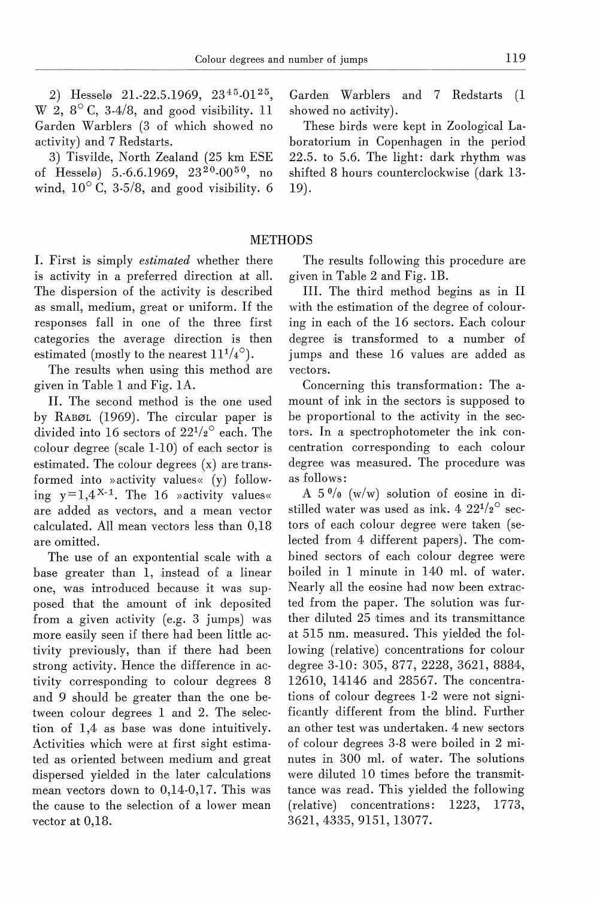2) Hesselø 21.-22.5.1969, $23^{45}$-$01^{25}$, W 2, 8° C, 3-4/8, and good visibility. 11 Garden Warblers (3 of which showed no activity) and 7 Redstarts.

3) Tisvilde, North Zealand (25 km ESE of Hesselø) 5.-6.6.1969, $23^{20}$-$00^{50}$, no wind, 10° C, 3-5/8, and good visibility. 6 Garden Warblers and 7 Redstarts (1 showed no activity).

These birds were kept in Zoological Laboratorium in Copenhagen in the period 22.5. to 5.6. The light: dark rhythm was shifted 8 hours counterclockwise (dark 13-19).

## METHODS

I. First is simply *estimated* whether there is activity in a preferred direction at all. The dispersion of the activity is described as small, medium, great or uniform. If the responses fall in one of the three first categories the average direction is then estimated (mostly to the nearest $11^1/_4$°).

The results when using this method are given in Table 1 and Fig. 1A.

II. The second method is the one used by RABØL (1969). The circular paper is divided into 16 sectors of $22^1/_2$° each. The colour degree (scale 1-10) of each sector is estimated. The colour degrees (x) are transformed into »activity values« (y) following $y=1{,}4^{X-1}$. The 16 »activity values« are added as vectors, and a mean vector calculated. All mean vectors less than 0,18 are omitted.

The use of an expontential scale with a base greater than 1, instead of a linear one, was introduced because it was supposed that the amount of ink deposited from a given activity (e.g. 3 jumps) was more easily seen if there had been little activity previously, than if there had been strong activity. Hence the difference in activity corresponding to colour degrees 8 and 9 should be greater than the one between colour degrees 1 and 2. The selection of 1,4 as base was done intuitively. Activities which were at first sight estimated as oriented between medium and great dispersed yielded in the later calculations mean vectors down to 0,14-0,17. This was the cause to the selection of a lower mean vector at 0,18.

The results following this procedure are given in Table 2 and Fig. 1B.

III. The third method begins as in II with the estimation of the degree of colouring in each of the 16 sectors. Each colour degree is transformed to a number of jumps and these 16 values are added as vectors.

Concerning this transformation: The amount of ink in the sectors is supposed to be proportional to the activity in the sectors. In a spectrophotometer the ink concentration corresponding to each colour degree was measured. The procedure was as follows:

A 5 % (w/w) solution of eosine in distilled water was used as ink. 4 $22^1/_2$° sectors of each colour degree were taken (selected from 4 different papers). The combined sectors of each colour degree were boiled in 1 minute in 140 ml. of water. Nearly all the eosine had now been extracted from the paper. The solution was further diluted 25 times and its transmittance at 515 nm. measured. This yielded the following (relative) concentrations for colour degree 3-10: 305, 877, 2228, 3621, 8884, 12610, 14146 and 28567. The concentrations of colour degrees 1-2 were not significantly different from the blind. Further an other test was undertaken. 4 new sectors of colour degrees 3-8 were boiled in 2 minutes in 300 ml. of water. The solutions were diluted 10 times before the transmittance was read. This yielded the following (relative) concentrations: 1223, 1773, 3621, 4335, 9151, 13077.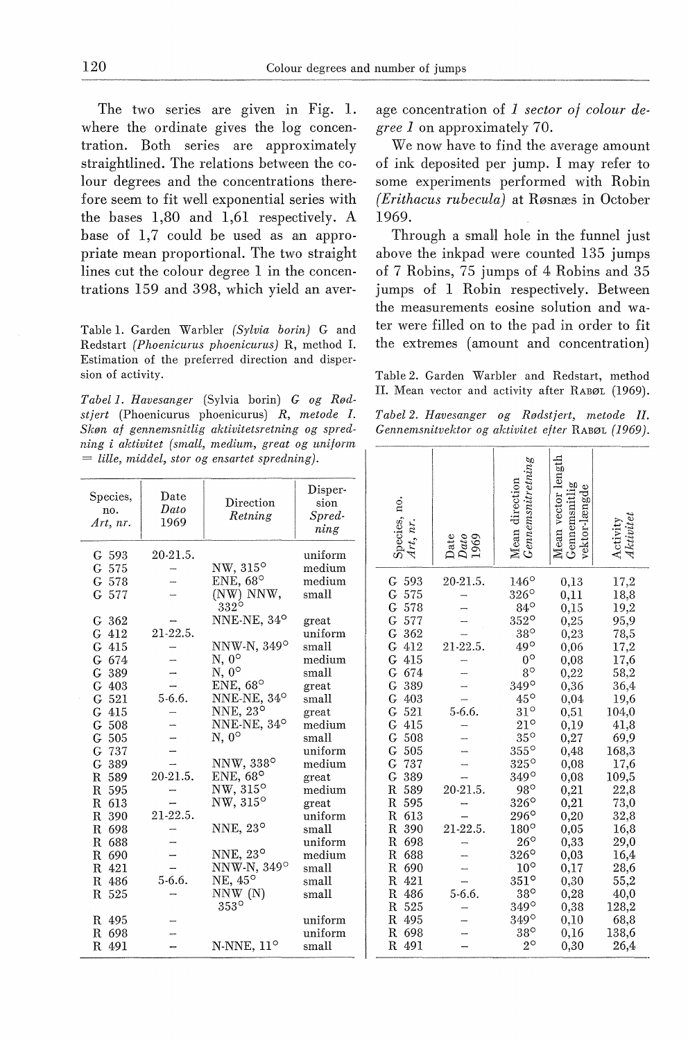The two series are given in Fig. 1. where the ordinate gives the log concentration. Both series are approximately straightlined. The relations between the colour degrees and the concentrations therefore seem to fit well exponential series with the bases 1,80 and 1,61 respectively. A base of 1,7 could be used as an appropriate mean proportional. The two straight lines cut the colour degree 1 in the concentrations 159 and 398, which yield an average concentration of *1 sector of colour degree 1* on approximately 70.

We now have to find the average amount of ink deposited per jump. I may refer to some experiments performed with Robin *(Erithacus rubecula)* at Røsnæs in October 1969.

Through a small hole in the funnel just above the inkpad were counted 135 jumps of 7 Robins, 75 jumps of 4 Robins and 35 jumps of 1 Robin respectively. Between the measurements eosine solution and water were filled on to the pad in order to fit the extremes (amount and concentration)

Table 1. Garden Warbler *(Sylvia borin)* G and Redstart *(Phoenicurus phoenicurus)* R, method I. Estimation of the preferred direction and dispersion of activity.

*Tabel 1. Havesanger* (Sylvia borin) *G og Rødstjert* (Phoenicurus phoenicurus) *R, metode I. Skøn af gennemsnitlig aktivitetsretning og spredning i aktivitet (small, medium, great og uniform = lille, middel, stor og ensartet spredning).*

| Species, no. *Art, nr.* | Date *Dato* 1969 | Direction *Retning* | Dispersion *Spredning* |
|---|---|---|---|
| G 593 | 20-21.5. | | uniform |
| G 575 | – | NW, 315° | medium |
| G 578 | – | ENE, 68° | medium |
| G 577 | – | (NW) NNW, 332° | small |
| G 362 | – | NNE-NE, 34° | great |
| G 412 | 21-22.5. | | uniform |
| G 415 | – | NNW-N, 349° | small |
| G 674 | – | N, 0° | medium |
| G 389 | – | N, 0° | small |
| G 403 | – | ENE, 68° | great |
| G 521 | 5-6.6. | NNE-NE, 34° | small |
| G 415 | – | NNE, 23° | great |
| G 508 | – | NNE-NE, 34° | medium |
| G 505 | – | N, 0° | small |
| G 737 | – | | uniform |
| G 389 | – | NNW, 338° | medium |
| R 589 | 20-21.5. | ENE, 68° | great |
| R 595 | – | NW, 315° | medium |
| R 613 | – | NW, 315° | great |
| R 390 | 21-22.5. | | uniform |
| R 698 | – | NNE, 23° | small |
| R 688 | – | | uniform |
| R 690 | – | NNE, 23° | medium |
| R 421 | – | NNW-N, 349° | small |
| R 486 | 5-6.6. | NE, 45° | small |
| R 525 | – | NNW (N) 353° | small |
| R 495 | – | | uniform |
| R 698 | – | | uniform |
| R 491 | – | N-NNE, 11° | small |

Table 2. Garden Warbler and Redstart, method II. Mean vector and activity after Rabøl (1969).

*Tabel 2. Havesanger og Rødstjert, metode II. Gennemsnitvektor og aktivitet efter* Rabøl *(1969).*

| Species, no. *Art, nr.* | Date *Dato* 1969 | Mean direction *Gennemsnitretning* | Mean vector length *Gennemsnitlig vektor-længde* | Activity *Aktivitet* |
|---|---|---|---|---|
| G 593 | 20-21.5. | 146° | 0,13 | 17,2 |
| G 575 | – | 326° | 0,11 | 18,8 |
| G 578 | – | 84° | 0,15 | 19,2 |
| G 577 | – | 352° | 0,25 | 95,9 |
| G 362 | – | 38° | 0,23 | 78,5 |
| G 412 | 21-22.5. | 49° | 0,06 | 17,2 |
| G 415 | – | 0° | 0,08 | 17,6 |
| G 674 | – | 8° | 0,22 | 58,2 |
| G 389 | – | 349° | 0,36 | 36,4 |
| G 403 | – | 45° | 0,04 | 19,6 |
| G 521 | 5-6.6. | 31° | 0,51 | 104,0 |
| G 415 | – | 21° | 0,19 | 41,8 |
| G 508 | – | 35° | 0,27 | 69,9 |
| G 505 | – | 355° | 0,48 | 168,3 |
| G 737 | – | 325° | 0,08 | 17,6 |
| G 389 | – | 349° | 0,08 | 109,5 |
| R 589 | 20-21.5. | 98° | 0,21 | 22,8 |
| R 595 | – | 326° | 0,21 | 73,0 |
| R 613 | – | 296° | 0,20 | 32,8 |
| R 390 | 21-22.5. | 180° | 0,05 | 16,8 |
| R 698 | – | 26° | 0,33 | 29,0 |
| R 688 | – | 326° | 0,03 | 16,4 |
| R 690 | – | 10° | 0,17 | 28,6 |
| R 421 | – | 351° | 0,30 | 55,2 |
| R 486 | 5-6.6. | 38° | 0,28 | 40,0 |
| R 525 | – | 349° | 0,38 | 128,2 |
| R 495 | – | 349° | 0,10 | 68,8 |
| R 698 | – | 38° | 0,16 | 138,6 |
| R 491 | – | 2° | 0,30 | 26,4 |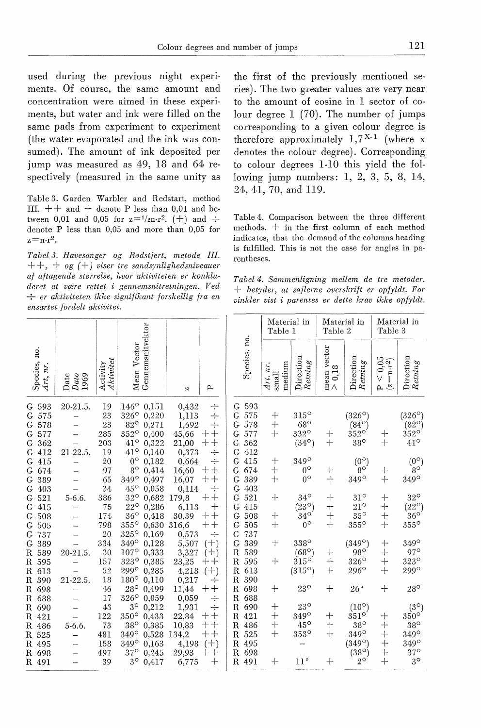used during the previous night experiments. Of course, the same amount and concentration were aimed in these experiments, but water and ink were filled on the same pads from experiment to experiment (the water evaporated and the ink was consumed). The amount of ink deposited per jump was measured as 49, 18 and 64 respectively (measured in the same unity as the first of the previously mentioned series). The two greater values are very near to the amount of eosine in 1 sector of colour degree 1 (70). The number of jumps corresponding to a given colour degree is therefore approximately $1{,}7^{x-1}$ (where x denotes the colour degree). Corresponding to colour degrees 1-10 this yield the following jump numbers: 1, 2, 3, 5, 8, 14, 24, 41, 70, and 119.

Table 3. Garden Warbler and Redstart, method III. ++ and + denote P less than 0,01 and between 0,01 and 0,05 for $z = {}^{1}/_{2}n \cdot r^2$. (+) and ÷ denote P less than 0,05 and more than 0,05 for $z = n \cdot r^2$.

*Tabel 3. Havesanger og Rødstjert, metode III. ++, + og (+) viser tre sandsynlighedsniveauer af aftagende størrelse, hvor aktiviteten er koncentreret at være rettet i gennemsnitretningen. Ved ÷ er aktiviteten ikke signifikant forskellig fra en ensartet fordelt aktivitet.*

| Species, no. *Art, nr.* | Date *Dato* 1969 | Activity *Aktivitet* | Mean Vector *Gennemsnitvektor* | z | P |
|---|---|---|---|---|---|
| G 593 | 20-21.5. | 19 | 146° 0,151 | 0,432 | ÷ |
| G 575 | – | 23 | 326° 0,220 | 1,113 | ÷ |
| G 578 | – | 23 | 82° 0,271 | 1,692 | ÷ |
| G 577 | – | 285 | 352° 0,400 | 45,66 | ++ |
| G 362 | – | 203 | 41° 0,322 | 21,00 | ++ |
| G 412 | 21-22.5. | 19 | 41° 0,140 | 0,373 | ÷ |
| G 415 | – | 20 | 0° 0,182 | 0,664 | ÷ |
| G 674 | – | 97 | 8° 0,414 | 16,60 | ++ |
| G 389 | – | 65 | 349° 0,497 | 16,07 | ++ |
| G 403 | – | 34 | 45° 0,058 | 0,114 | ÷ |
| G 521 | 5-6.6. | 386 | 32° 0,682 | 179,8 | ++ |
| G 415 | – | 75 | 22° 0,286 | 6,113 | + |
| G 508 | – | 174 | 36° 0,418 | 30,39 | ++ |
| G 505 | – | 798 | 355° 0,630 | 316,6 | ++ |
| G 737 | – | 20 | 325° 0,169 | 0,573 | ÷ |
| G 389 | – | 334 | 349° 0,128 | 5,507 | (+) |
| R 589 | 20-21.5. | 30 | 107° 0,333 | 3,327 | (+) |
| R 595 | – | 157 | 323° 0,385 | 23,25 | ++ |
| R 613 | – | 52 | 299° 0,285 | 4,218 | (+) |
| R 390 | 21-22.5. | 18 | 180° 0,110 | 0,217 | ÷ |
| R 698 | – | 46 | 28° 0,499 | 11,44 | ++ |
| R 688 | – | 17 | 326° 0,059 | 0,059 | ÷ |
| R 690 | – | 43 | 3° 0,212 | 1,931 | ÷ |
| R 421 | – | 122 | 350° 0,433 | 22,84 | ++ |
| R 486 | 5-6.6. | 73 | 38° 0,385 | 10,83 | ++ |
| R 525 | – | 481 | 349° 0,528 | 134,2 | ++ |
| R 495 | – | 158 | 349° 0,163 | 4,198 | (+) |
| R 698 | – | 497 | 37° 0,245 | 29,93 | ++ |
| R 491 | – | 39 | 3° 0,417 | 6,775 | + |

Table 4. Comparison between the three different methods. + in the first column of each method indicates, that the demand of the columns heading is fulfilled. This is not the case for angles in parentheses.

*Tabel 4. Sammenligning mellem de tre metoder. + betyder, at søjlerne overskrift er opfyldt. For vinkler vist i parentes er dette krav ikke opfyldt.*

| Species, no. | Material in Table 1 | | Material in Table 2 | | Material in Table 3 | |
|---|---|---|---|---|---|---|
| | *Art. nr.* small medium | Direction *Retning* | mean vector > 0,18 | Direction *Retning* | $P < 0{,}05$ $(z = n \cdot r^2)$ | Direction *Retning* |
| G 593 | | | | | | |
| G 575 | + | 315° | | (326°) | | (326°) |
| G 578 | + | 68° | | (84°) | | (82°) |
| G 577 | + | 332° | + | 352° | + | 352° |
| G 362 | | (34°) | + | 38° | + | 41° |
| G 412 | | | | | | |
| G 415 | + | 349° | | (0°) | | (0°) |
| G 674 | + | 0° | + | 8° | + | 8° |
| G 389 | + | 0° | + | 349° | + | 349° |
| G 403 | | | | | | |
| G 521 | + | 34° | + | 31° | + | 32° |
| G 415 | | (23°) | + | 21° | + | (22°) |
| G 508 | + | 34° | + | 35° | + | 36° |
| G 505 | + | 0° | + | 355° | + | 355° |
| G 737 | | | | | | |
| G 389 | + | 338° | | (349°) | + | 349° |
| R 589 | | (68°) | + | 98° | + | 97° |
| R 595 | + | 315° | + | 326° | + | 323° |
| R 613 | | (315°) | + | 296° | + | 299° |
| R 390 | | | | | | |
| R 698 | + | 23° | + | 26° | + | 28° |
| R 688 | | | | | | |
| R 690 | + | 23° | | (10°) | | (3°) |
| R 421 | + | 349° | + | 351° | + | 350° |
| R 486 | + | 45° | + | 38° | + | 38° |
| R 525 | + | 353° | + | 349° | + | 349° |
| R 495 | | – | | (349°) | + | 349° |
| R 698 | | – | | (38°) | + | 37° |
| R 491 | + | 11° | + | 2° | + | 3° |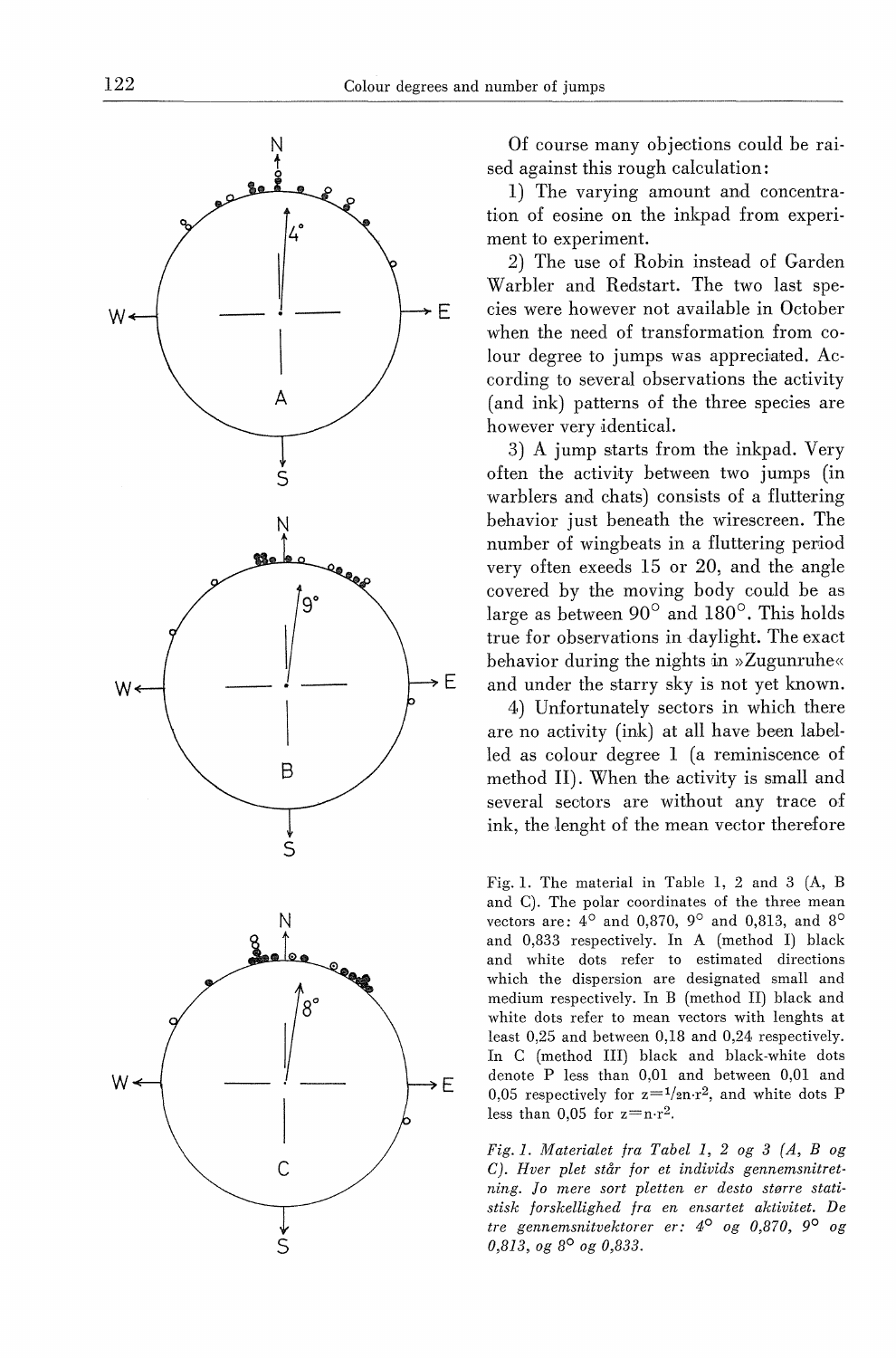Of course many objections could be raised against this rough calculation:

1) The varying amount and concentration of eosine on the inkpad from experiment to experiment.

2) The use of Robin instead of Garden Warbler and Redstart. The two last species were however not available in October when the need of transformation from colour degree to jumps was appreciated. According to several observations the activity (and ink) patterns of the three species are however very identical.

3) A jump starts from the inkpad. Very often the activity between two jumps (in warblers and chats) consists of a fluttering behavior just beneath the wirescreen. The number of wingbeats in a fluttering period very often exeeds 15 or 20, and the angle covered by the moving body could be as large as between 90° and 180°. This holds true for observations in daylight. The exact behavior during the nights in »Zugunruhe« and under the starry sky is not yet known.

4) Unfortunately sectors in which there are no activity (ink) at all have been labelled as colour degree 1 (a reminiscence of method II). When the activity is small and several sectors are without any trace of ink, the lenght of the mean vector therefore

Fig. 1. The material in Table 1, 2 and 3 (A, B and C). The polar coordinates of the three mean vectors are: 4° and 0,870, 9° and 0,813, and 8° and 0,833 respectively. In A (method I) black and white dots refer to estimated directions which the dispersion are designated small and medium respectively. In B (method II) black and white dots refer to mean vectors with lenghts at least 0,25 and between 0,18 and 0,24 respectively. In C (method III) black and black-white dots denote P less than 0,01 and between 0,01 and 0,05 respectively for $z = \frac{1}{2} n \cdot r^2$, and white dots P less than 0,05 for $z = n \cdot r^2$.

*Fig. 1. Materialet fra Tabel 1, 2 og 3 (A, B og C). Hver plet står for et individs gennemsnitretning. Jo mere sort pletten er desto større statistisk forskellighed fra en ensartet aktivitet. De tre gennemsnitvektorer er: 4° og 0,870, 9° og 0,813, og 8° og 0,833.*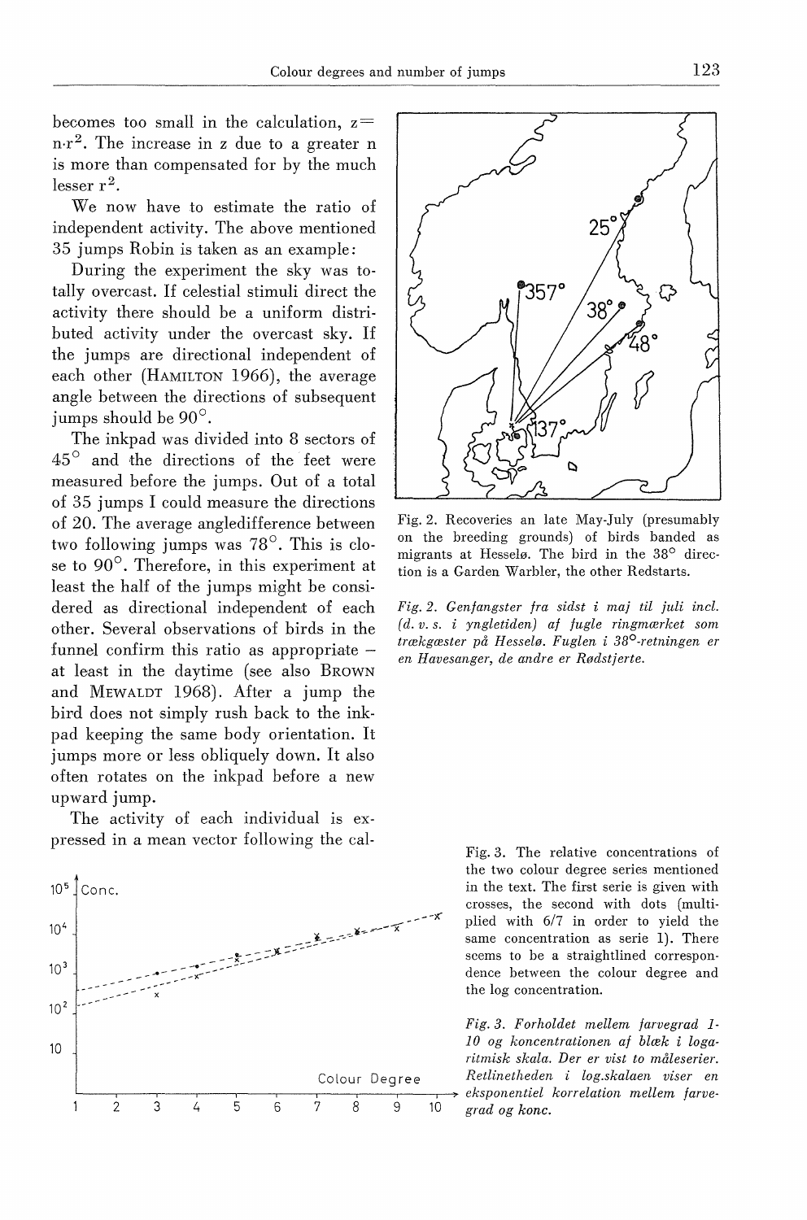becomes too small in the calculation, $z = n \cdot r^2$. The increase in z due to a greater n is more than compensated for by the much lesser $r^2$.

We now have to estimate the ratio of independent activity. The above mentioned 35 jumps Robin is taken as an example:

During the experiment the sky was totally overcast. If celestial stimuli direct the activity there should be a uniform distributed activity under the overcast sky. If the jumps are directional independent of each other (HAMILTON 1966), the average angle between the directions of subsequent jumps should be 90°.

The inkpad was divided into 8 sectors of 45° and the directions of the feet were measured before the jumps. Out of a total of 35 jumps I could measure the directions of 20. The average angledifference between two following jumps was 78°. This is close to 90°. Therefore, in this experiment at least the half of the jumps might be considered as directional independent of each other. Several observations of birds in the funnel confirm this ratio as appropriate – at least in the daytime (see also BROWN and MEWALDT 1968). After a jump the bird does not simply rush back to the inkpad keeping the same body orientation. It jumps more or less obliquely down. It also often rotates on the inkpad before a new upward jump.

The activity of each individual is expressed in a mean vector following the cal-

Fig. 2. Recoveries an late May-July (presumably on the breeding grounds) of birds banded as migrants at Hesselø. The bird in the 38° direction is a Garden Warbler, the other Redstarts.

*Fig. 2. Genfangster fra sidst i maj til juli incl. (d. v. s. i yngletiden) af fugle ringmærket som trækgæster på Hesselø. Fuglen i 38°-retningen er en Havesanger, de andre er Rødstjerte.*

Fig. 3. The relative concentrations of the two colour degree series mentioned in the text. The first serie is given with crosses, the second with dots (multiplied with 6/7 in order to yield the same concentration as serie 1). There seems to be a straightlined correspondence between the colour degree and the log concentration.

*Fig. 3. Forholdet mellem farvegrad 1-10 og koncentrationen af blæk i logaritmisk skala. Der er vist to måleserier. Retlinetheden i log.skalaen viser en eksponentiel korrelation mellem farvegrad og konc.*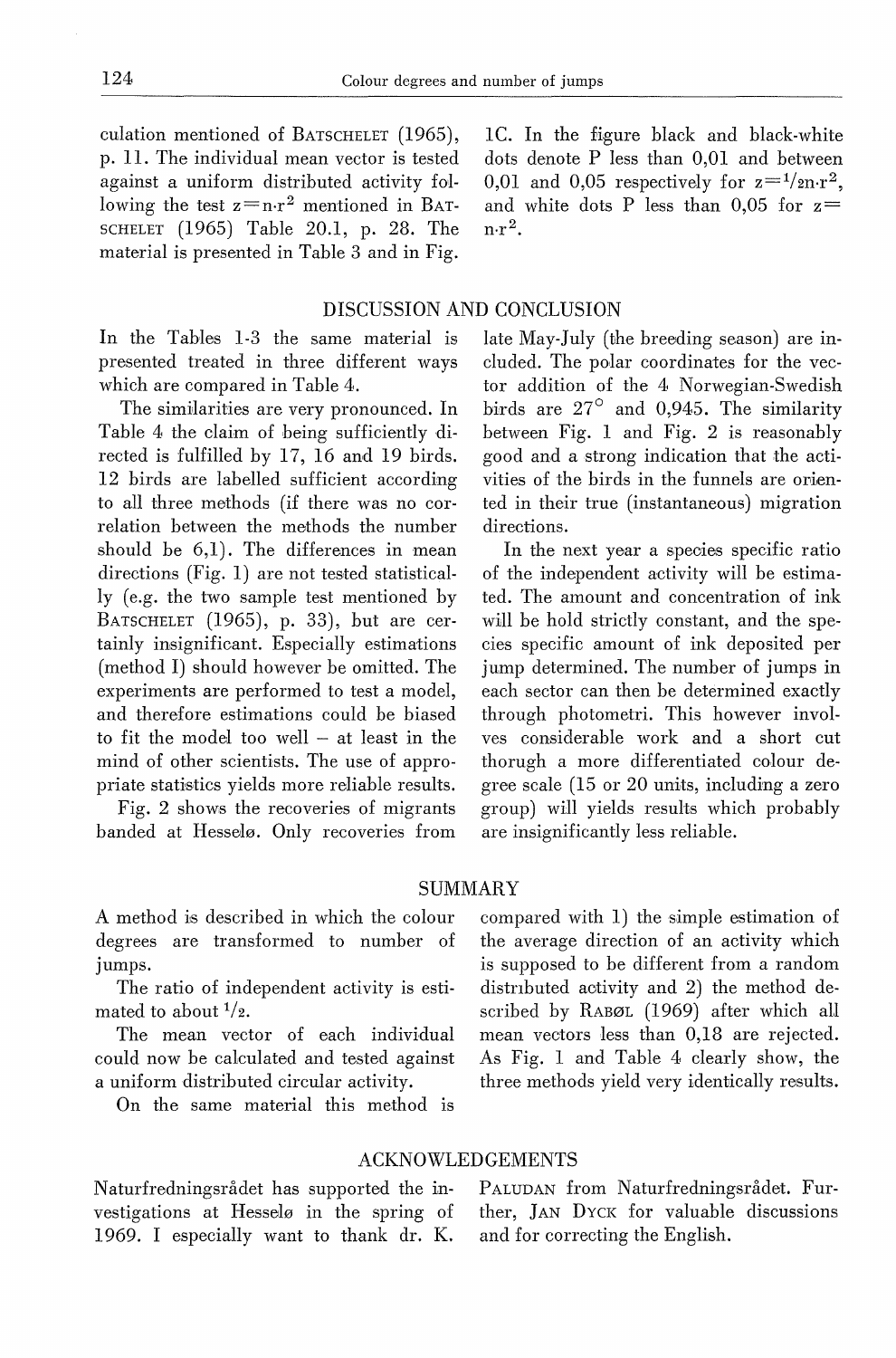culation mentioned of BATSCHELET (1965), p. 11. The individual mean vector is tested against a uniform distributed activity following the test $z = n \cdot r^2$ mentioned in BATSCHELET (1965) Table 20.1, p. 28. The material is presented in Table 3 and in Fig. 1C. In the figure black and black-white dots denote P less than 0,01 and between 0,01 and 0,05 respectively for $z = \frac{1}{2} n \cdot r^2$, and white dots P less than 0,05 for $z = n \cdot r^2$.

## DISCUSSION AND CONCLUSION

In the Tables 1-3 the same material is presented treated in three different ways which are compared in Table 4.

The similarities are very pronounced. In Table 4 the claim of being sufficiently directed is fulfilled by 17, 16 and 19 birds. 12 birds are labelled sufficient according to all three methods (if there was no correlation between the methods the number should be 6,1). The differences in mean directions (Fig. 1) are not tested statistically (e.g. the two sample test mentioned by BATSCHELET (1965), p. 33), but are certainly insignificant. Especially estimations (method I) should however be omitted. The experiments are performed to test a model, and therefore estimations could be biased to fit the model too well – at least in the mind of other scientists. The use of appropriate statistics yields more reliable results.

Fig. 2 shows the recoveries of migrants banded at Hesselø. Only recoveries from late May-July (the breeding season) are included. The polar coordinates for the vector addition of the 4 Norwegian-Swedish birds are 27° and 0,945. The similarity between Fig. 1 and Fig. 2 is reasonably good and a strong indication that the activities of the birds in the funnels are oriented in their true (instantaneous) migration directions.

In the next year a species specific ratio of the independent activity will be estimated. The amount and concentration of ink will be hold strictly constant, and the species specific amount of ink deposited per jump determined. The number of jumps in each sector can then be determined exactly through photometri. This however involves considerable work and a short cut thorugh a more differentiated colour degree scale (15 or 20 units, including a zero group) will yields results which probably are insignificantly less reliable.

## SUMMARY

A method is described in which the colour degrees are transformed to number of jumps.

The ratio of independent activity is estimated to about $\frac{1}{2}$.

The mean vector of each individual could now be calculated and tested against a uniform distributed circular activity.

On the same material this method is compared with 1) the simple estimation of the average direction of an activity which is supposed to be different from a random distributed activity and 2) the method described by RABØL (1969) after which all mean vectors less than 0,18 are rejected. As Fig. 1 and Table 4 clearly show, the three methods yield very identically results.

## ACKNOWLEDGEMENTS

Naturfredningsrådet has supported the investigations at Hesselø in the spring of 1969. I especially want to thank dr. K. PALUDAN from Naturfredningsrådet. Further, JAN DYCK for valuable discussions and for correcting the English.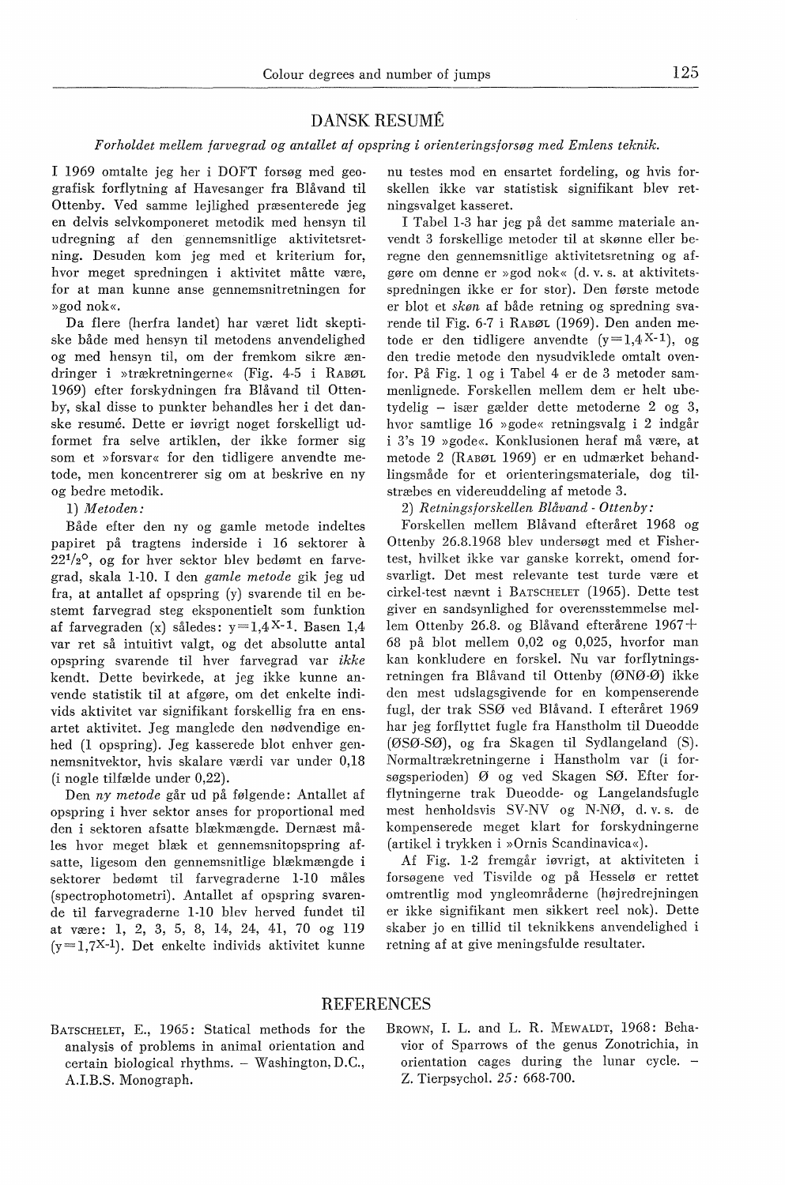## DANSK RESUMÉ

*Forholdet mellem farvegrad og antallet af opspring i orienteringsforsøg med Emlens teknik.*

I 1969 omtalte jeg her i DOFT forsøg med geografisk forflytning af Havesanger fra Blåvand til Ottenby. Ved samme lejlighed præsenterede jeg en delvis selvkomponeret metodik med hensyn til udregning af den gennemsnitlige aktivitetsretning. Desuden kom jeg med et kriterium for, hvor meget spredningen i aktivitet måtte være, for at man kunne anse gennemsnitretningen for »god nok«.

Da flere (herfra landet) har været lidt skeptiske både med hensyn til metodens anvendelighed og med hensyn til, om der fremkom sikre ændringer i »trækretningerne« (Fig. 4-5 i RABØL 1969) efter forskydningen fra Blåvand til Ottenby, skal disse to punkter behandles her i det danske resumé. Dette er iøvrigt noget forskelligt udformet fra selve artiklen, der ikke former sig som et »forsvar« for den tidligere anvendte metode, men koncentrerer sig om at beskrive en ny og bedre metodik.

1) *Metoden:*

Både efter den ny og gamle metode indeltes papiret på tragtens inderside i 16 sektorer à $22^1/_2°$, og for hver sektor blev bedømt en farvegrad, skala 1-10. I den *gamle metode* gik jeg ud fra, at antallet af opspring (y) svarende til en bestemt farvegrad steg eksponentielt som funktion af farvegraden (x) således: $y=1{,}4^{X-1}$. Basen 1,4 var ret så intuitivt valgt, og det absolutte antal opspring svarende til hver farvegrad var *ikke* kendt. Dette bevirkede, at jeg ikke kunne anvende statistik til at afgøre, om det enkelte individs aktivitet var signifikant forskellig fra en ensartet aktivitet. Jeg manglede den nødvendige enhed (1 opspring). Jeg kasserede blot enhver gennemsnitvektor, hvis skalare værdi var under 0,18 (i nogle tilfælde under 0,22).

Den *ny metode* går ud på følgende: Antallet af opspring i hver sektor anses for proportional med den i sektoren afsatte blækmængde. Dernæst måles hvor meget blæk et gennemsnitopspring afsatte, ligesom den gennemsnitlige blækmængde i sektorer bedømt til farvegraderne 1-10 måles (spectrophotometri). Antallet af opspring svarende til farvegraderne 1-10 blev herved fundet til at være: 1, 2, 3, 5, 8, 14, 24, 41, 70 og 119 ($y=1{,}7^{X-1}$). Det enkelte individs aktivitet kunne nu testes mod en ensartet fordeling, og hvis forskellen ikke var statistisk signifikant blev retningsvalget kasseret.

I Tabel 1-3 har jeg på det samme materiale anvendt 3 forskellige metoder til at skønne eller beregne den gennemsnitlige aktivitetsretning og afgøre om denne er »god nok« (d. v. s. at aktivitetsspredningen ikke er for stor). Den første metode er blot et *skøn* af både retning og spredning svarende til Fig. 6-7 i RABØL (1969). Den anden metode er den tidligere anvendte ($y=1{,}4^{X-1}$), og den tredie metode den nysudviklede omtalt ovenfor. På Fig. 1 og i Tabel 4 er de 3 metoder sammenlignede. Forskellen mellem dem er helt ubetydelig – især gælder dette metoderne 2 og 3, hvor samtlige 16 »gode« retningsvalg i 2 indgår i 3's 19 »gode«. Konklusionen heraf må være, at metode 2 (RABØL 1969) er en udmærket behandlingsmåde for et orienteringsmateriale, dog tilstræbes en videreuddeling af metode 3.

2) *Retningsforskellen Blåvand - Ottenby:*

Forskellen mellem Blåvand efteråret 1968 og Ottenby 26.8.1968 blev undersøgt med et Fisher-test, hvilket ikke var ganske korrekt, omend forsvarligt. Det mest relevante test turde være et cirkel-test nævnt i BATSCHELET (1965). Dette test giver en sandsynlighed for overensstemmelse mellem Ottenby 26.8. og Blåvand efterårene 1967+68 på blot mellem 0,02 og 0,025, hvorfor man kan konkludere en forskel. Nu var forflytningsretningen fra Blåvand til Ottenby (ØNØ-Ø) ikke den mest udslagsgivende for en kompenserende fugl, der trak SSØ ved Blåvand. I efteråret 1969 har jeg forflyttet fugle fra Hanstholm til Dueodde (ØSØ-SØ), og fra Skagen til Sydlangeland (S). Normaltrækretningerne i Hanstholm var (i forsøgsperioden) Ø og ved Skagen SØ. Efter forflytningerne trak Dueodde- og Langelandsfugle mest henholdsvis SV-NV og N-NØ, d. v. s. de kompenserede meget klart for forskydningerne (artikel i trykken i »Ornis Scandinavica«).

Af Fig. 1-2 fremgår iøvrigt, at aktiviteten i forsøgene ved Tisvilde og på Hesselø er rettet omtrentlig mod yngleområderne (højredrejningen er ikke signifikant men sikkert reel nok). Dette skaber jo en tillid til teknikkens anvendelighed i retning af at give meningsfulde resultater.

## REFERENCES

BATSCHELET, E., 1965: Statical methods for the analysis of problems in animal orientation and certain biological rhythms. – Washington, D.C., A.I.B.S. Monograph.

BROWN, I. L. and L. R. MEWALDT, 1968: Behavior of Sparrows of the genus Zonotrichia, in orientation cages during the lunar cycle. – Z. Tierpsychol. *25:* 668-700.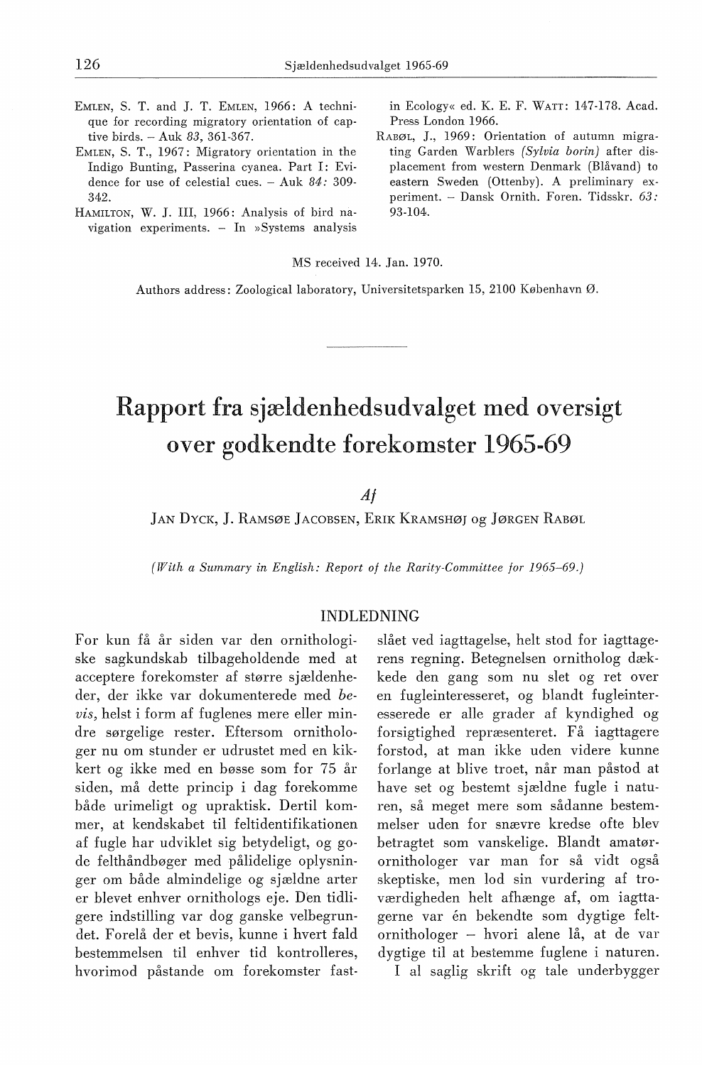EMLEN, S. T. and J. T. EMLEN, 1966: A technique for recording migratory orientation of captive birds. – Auk *83*, 361-367.

EMLEN, S. T., 1967: Migratory orientation in the Indigo Bunting, Passerina cyanea. Part I: Evidence for use of celestial cues. – Auk *84:* 309-342.

HAMILTON, W. J. III, 1966: Analysis of bird navigation experiments. – In »Systems analysis in Ecology« ed. K. E. F. WATT: 147-178. Acad. Press London 1966.

RABØL, J., 1969: Orientation of autumn migrating Garden Warblers *(Sylvia borin)* after displacement from western Denmark (Blåvand) to eastern Sweden (Ottenby). A preliminary experiment. – Dansk Ornith. Foren. Tidsskr. *63:* 93-104.

MS received 14. Jan. 1970.

Authors address: Zoological laboratory, Universitetsparken 15, 2100 København Ø.

---

# Rapport fra sjældenhedsudvalget med oversigt over godkendte forekomster 1965-69

*Af*

JAN DYCK, J. RAMSØE JACOBSEN, ERIK KRAMSHØJ og JØRGEN RABØL

*(With a Summary in English: Report of the Rarity-Committee for 1965–69.)*

## INDLEDNING

For kun få år siden var den ornithologiske sagkundskab tilbageholdende med at acceptere forekomster af større sjældenheder, der ikke var dokumenterede med *bevis,* helst i form af fuglenes mere eller mindre sørgelige rester. Eftersom ornithologer nu om stunder er udrustet med en kikkert og ikke med en bøsse som for 75 år siden, må dette princip i dag forekomme både urimeligt og upraktisk. Dertil kommer, at kendskabet til feltidentifikationen af fugle har udviklet sig betydeligt, og gode felthåndbøger med pålidelige oplysninger om både almindelige og sjældne arter er blevet enhver ornithologs eje. Den tidligere indstilling var dog ganske velbegrundet. Forelå der et bevis, kunne i hvert fald bestemmelsen til enhver tid kontrolleres, hvorimod påstande om forekomster fastslået ved iagttagelse, helt stod for iagttagerens regning. Betegnelsen ornitholog dækkede den gang som nu slet og ret over en fugleinteresseret, og blandt fugleinteresserede er alle grader af kyndighed og forsigtighed repræsenteret. Få iagttagere forstod, at man ikke uden videre kunne forlange at blive troet, når man påstod at have set og bestemt sjældne fugle i naturen, så meget mere som sådanne bestemmelser uden for snævre kredse ofte blev betragtet som vanskelige. Blandt amatørornithologer var man for så vidt også skeptiske, men lod sin vurdering af troværdigheden helt afhænge af, om iagttagerne var én bekendte som dygtige feltornithologer – hvori alene lå, at de var dygtige til at bestemme fuglene i naturen.

I al saglig skrift og tale underbygger